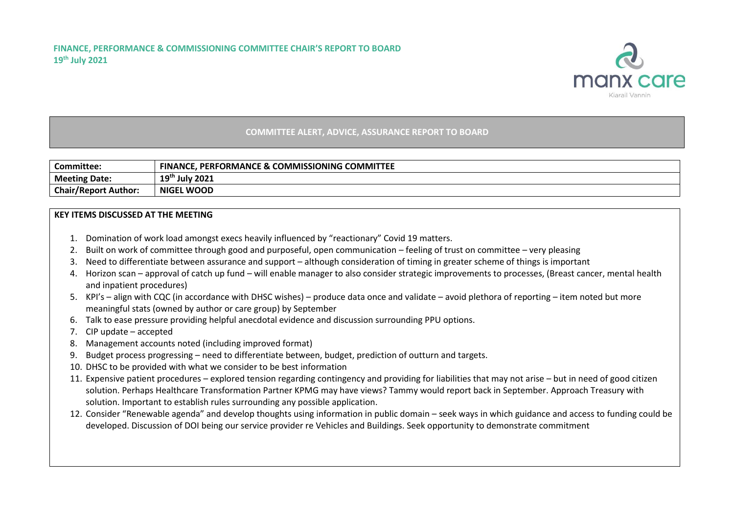**FINANCE, PERFORMANCE & COMMISSIONING COMMITTEE CHAIR'S REPORT TO BOARD**
**19th July 2021**

manx care
Kiarail Vannin

## COMMITTEE ALERT, ADVICE, ASSURANCE REPORT TO BOARD

| Committee: | FINANCE, PERFORMANCE & COMMISSIONING COMMITTEE |
|---|---|
| Meeting Date: | 19th July 2021 |
| Chair/Report Author: | NIGEL WOOD |

### KEY ITEMS DISCUSSED AT THE MEETING

1. Domination of work load amongst execs heavily influenced by "reactionary" Covid 19 matters.
2. Built on work of committee through good and purposeful, open communication – feeling of trust on committee – very pleasing
3. Need to differentiate between assurance and support – although consideration of timing in greater scheme of things is important
4. Horizon scan – approval of catch up fund – will enable manager to also consider strategic improvements to processes, (Breast cancer, mental health and inpatient procedures)
5. KPI's – align with CQC (in accordance with DHSC wishes) – produce data once and validate – avoid plethora of reporting – item noted but more meaningful stats (owned by author or care group) by September
6. Talk to ease pressure providing helpful anecdotal evidence and discussion surrounding PPU options.
7. CIP update – accepted
8. Management accounts noted (including improved format)
9. Budget process progressing – need to differentiate between, budget, prediction of outturn and targets.
10. DHSC to be provided with what we consider to be best information
11. Expensive patient procedures – explored tension regarding contingency and providing for liabilities that may not arise – but in need of good citizen solution. Perhaps Healthcare Transformation Partner KPMG may have views? Tammy would report back in September. Approach Treasury with solution. Important to establish rules surrounding any possible application.
12. Consider "Renewable agenda" and develop thoughts using information in public domain – seek ways in which guidance and access to funding could be developed. Discussion of DOI being our service provider re Vehicles and Buildings. Seek opportunity to demonstrate commitment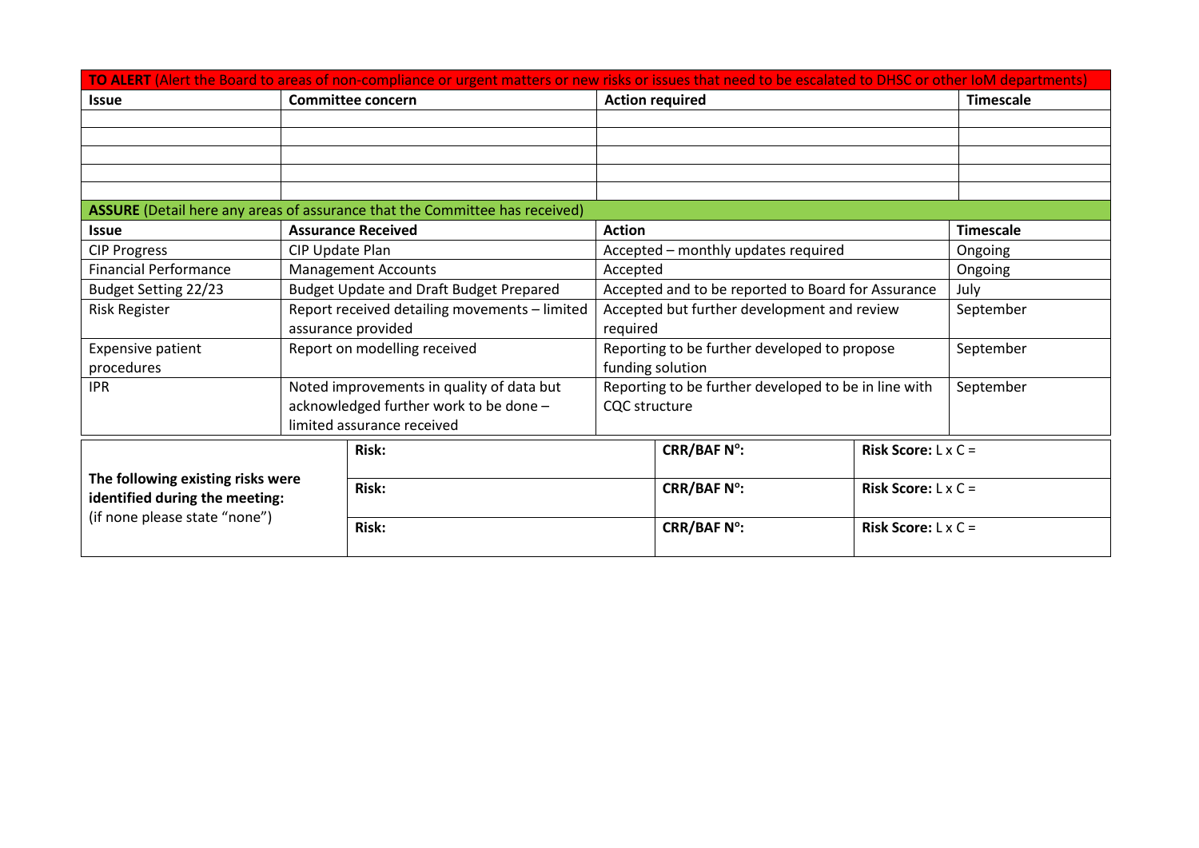| **TO ALERT** (Alert the Board to areas of non-compliance or urgent matters or new risks or issues that need to be escalated to DHSC or other IoM departments) | | | |
|---|---|---|---|
| **Issue** | **Committee concern** | **Action required** | **Timescale** |
| | | | |
| | | | |
| | | | |
| | | | |
| | | | |

| **ASSURE** (Detail here any areas of assurance that the Committee has received) | | | |
|---|---|---|---|
| **Issue** | **Assurance Received** | **Action** | **Timescale** |
| CIP Progress | CIP Update Plan | Accepted – monthly updates required | Ongoing |
| Financial Performance | Management Accounts | Accepted | Ongoing |
| Budget Setting 22/23 | Budget Update and Draft Budget Prepared | Accepted and to be reported to Board for Assurance | July |
| Risk Register | Report received detailing movements – limited assurance provided | Accepted but further development and review required | September |
| Expensive patient procedures | Report on modelling received | Reporting to be further developed to propose funding solution | September |
| IPR | Noted improvements in quality of data but acknowledged further work to be done – limited assurance received | Reporting to be further developed to be in line with CQC structure | September |

| | | | |
|---|---|---|---|
| **The following existing risks were identified during the meeting:** (if none please state "none") | **Risk:** | **CRR/BAF Nº:** | **Risk Score:** L x C = |
| | **Risk:** | **CRR/BAF Nº:** | **Risk Score:** L x C = |
| | **Risk:** | **CRR/BAF Nº:** | **Risk Score:** L x C = |